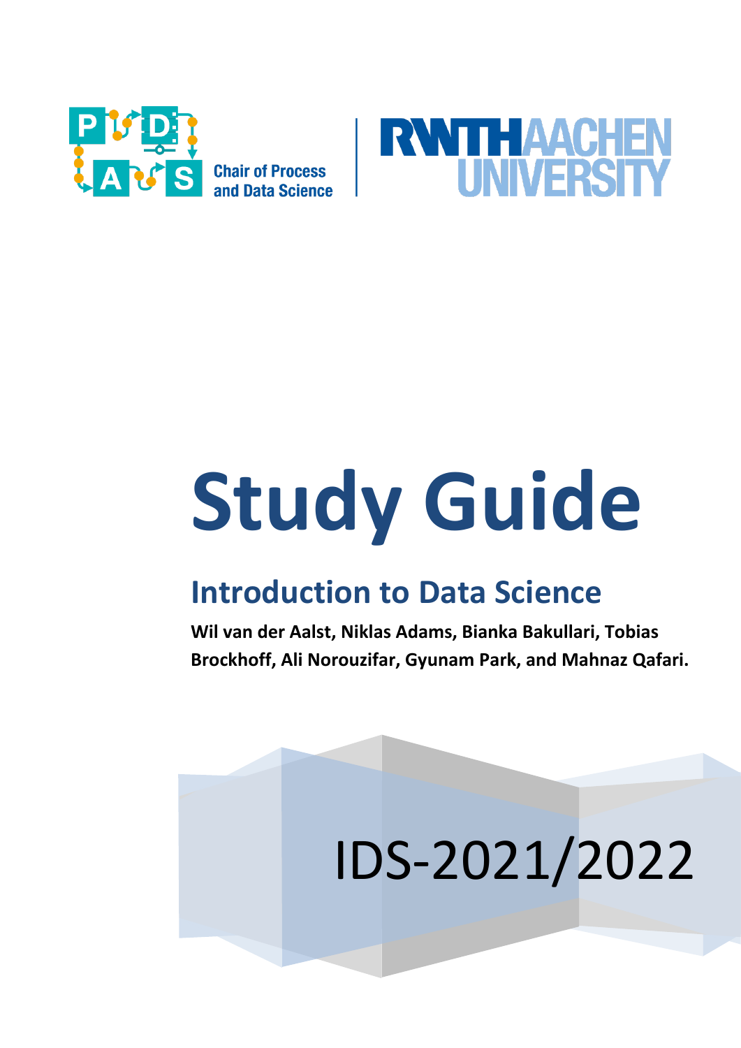Chair of Process and Data Science

RWTH AACHEN UNIVERSITY

# Study Guide

## Introduction to Data Science

**Wil van der Aalst, Niklas Adams, Bianka Bakullari, Tobias Brockhoff, Ali Norouzifar, Gyunam Park, and Mahnaz Qafari.**

IDS-2021/2022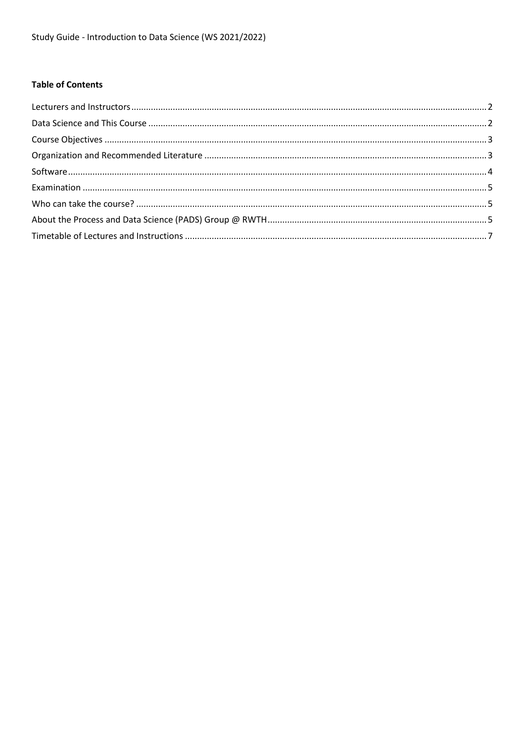**Table of Contents**

- Lecturers and Instructors ... 2
- Data Science and This Course ... 2
- Course Objectives ... 3
- Organization and Recommended Literature ... 3
- Software ... 4
- Examination ... 5
- Who can take the course? ... 5
- About the Process and Data Science (PADS) Group @ RWTH ... 5
- Timetable of Lectures and Instructions ... 7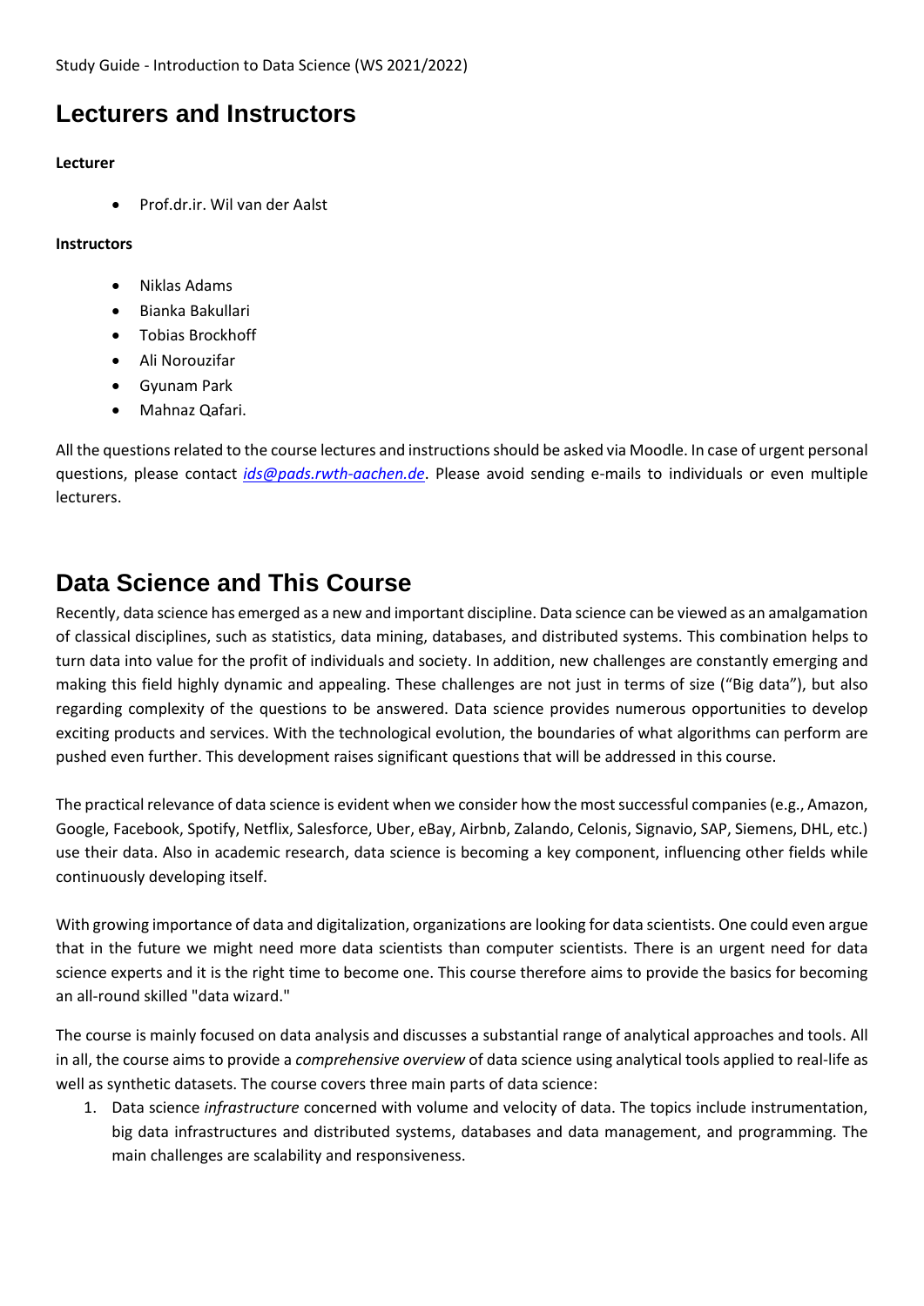# Lecturers and Instructors

**Lecturer**

- Prof.dr.ir. Wil van der Aalst

**Instructors**

- Niklas Adams
- Bianka Bakullari
- Tobias Brockhoff
- Ali Norouzifar
- Gyunam Park
- Mahnaz Qafari.

All the questions related to the course lectures and instructions should be asked via Moodle. In case of urgent personal questions, please contact *ids@pads.rwth-aachen.de*. Please avoid sending e-mails to individuals or even multiple lecturers.

# Data Science and This Course

Recently, data science has emerged as a new and important discipline. Data science can be viewed as an amalgamation of classical disciplines, such as statistics, data mining, databases, and distributed systems. This combination helps to turn data into value for the profit of individuals and society. In addition, new challenges are constantly emerging and making this field highly dynamic and appealing. These challenges are not just in terms of size ("Big data"), but also regarding complexity of the questions to be answered. Data science provides numerous opportunities to develop exciting products and services. With the technological evolution, the boundaries of what algorithms can perform are pushed even further. This development raises significant questions that will be addressed in this course.

The practical relevance of data science is evident when we consider how the most successful companies (e.g., Amazon, Google, Facebook, Spotify, Netflix, Salesforce, Uber, eBay, Airbnb, Zalando, Celonis, Signavio, SAP, Siemens, DHL, etc.) use their data. Also in academic research, data science is becoming a key component, influencing other fields while continuously developing itself.

With growing importance of data and digitalization, organizations are looking for data scientists. One could even argue that in the future we might need more data scientists than computer scientists. There is an urgent need for data science experts and it is the right time to become one. This course therefore aims to provide the basics for becoming an all-round skilled "data wizard."

The course is mainly focused on data analysis and discusses a substantial range of analytical approaches and tools. All in all, the course aims to provide a *comprehensive overview* of data science using analytical tools applied to real-life as well as synthetic datasets. The course covers three main parts of data science:

1. Data science *infrastructure* concerned with volume and velocity of data. The topics include instrumentation, big data infrastructures and distributed systems, databases and data management, and programming. The main challenges are scalability and responsiveness.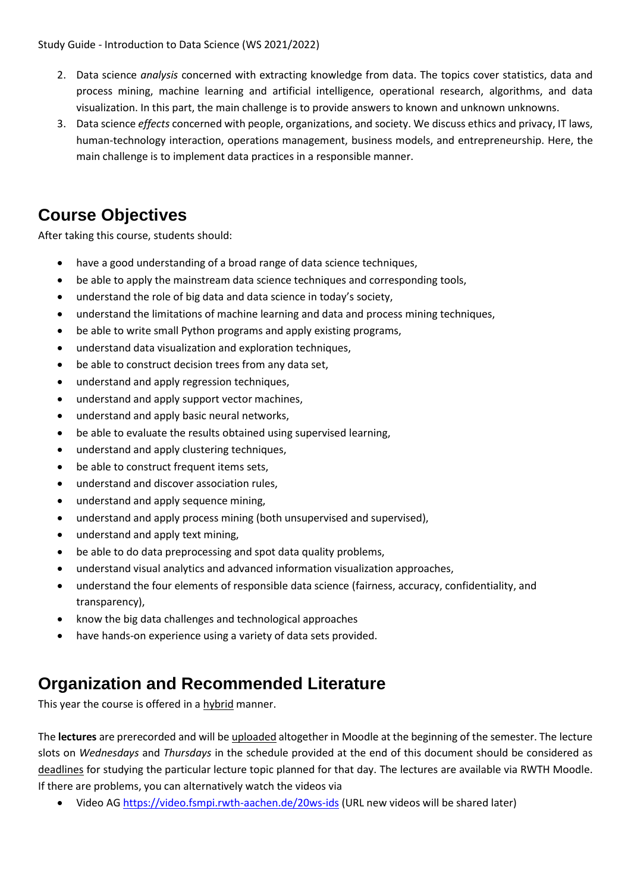2. Data science *analysis* concerned with extracting knowledge from data. The topics cover statistics, data and process mining, machine learning and artificial intelligence, operational research, algorithms, and data visualization. In this part, the main challenge is to provide answers to known and unknown unknowns.
3. Data science *effects* concerned with people, organizations, and society. We discuss ethics and privacy, IT laws, human-technology interaction, operations management, business models, and entrepreneurship. Here, the main challenge is to implement data practices in a responsible manner.

## Course Objectives

After taking this course, students should:

- have a good understanding of a broad range of data science techniques,
- be able to apply the mainstream data science techniques and corresponding tools,
- understand the role of big data and data science in today's society,
- understand the limitations of machine learning and data and process mining techniques,
- be able to write small Python programs and apply existing programs,
- understand data visualization and exploration techniques,
- be able to construct decision trees from any data set,
- understand and apply regression techniques,
- understand and apply support vector machines,
- understand and apply basic neural networks,
- be able to evaluate the results obtained using supervised learning,
- understand and apply clustering techniques,
- be able to construct frequent items sets,
- understand and discover association rules,
- understand and apply sequence mining,
- understand and apply process mining (both unsupervised and supervised),
- understand and apply text mining,
- be able to do data preprocessing and spot data quality problems,
- understand visual analytics and advanced information visualization approaches,
- understand the four elements of responsible data science (fairness, accuracy, confidentiality, and transparency),
- know the big data challenges and technological approaches
- have hands-on experience using a variety of data sets provided.

## Organization and Recommended Literature

This year the course is offered in a hybrid manner.

The **lectures** are prerecorded and will be uploaded altogether in Moodle at the beginning of the semester. The lecture slots on *Wednesdays* and *Thursdays* in the schedule provided at the end of this document should be considered as deadlines for studying the particular lecture topic planned for that day. The lectures are available via RWTH Moodle. If there are problems, you can alternatively watch the videos via

- Video AG https://video.fsmpi.rwth-aachen.de/20ws-ids (URL new videos will be shared later)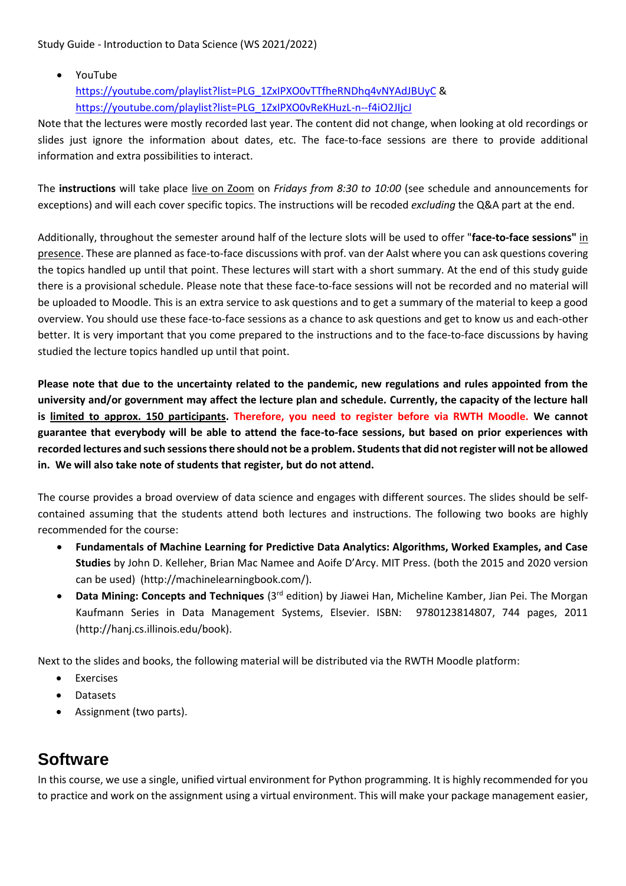- YouTube
  https://youtube.com/playlist?list=PLG_1ZxIPXO0vTTfheRNDhq4vNYAdJBUyC &
  https://youtube.com/playlist?list=PLG_1ZxIPXO0vReKHuzL-n--f4iO2JIjcJ

Note that the lectures were mostly recorded last year. The content did not change, when looking at old recordings or slides just ignore the information about dates, etc. The face-to-face sessions are there to provide additional information and extra possibilities to interact.

The **instructions** will take place live on Zoom on *Fridays from 8:30 to 10:00* (see schedule and announcements for exceptions) and will each cover specific topics. The instructions will be recoded *excluding* the Q&A part at the end.

Additionally, throughout the semester around half of the lecture slots will be used to offer "**face-to-face sessions"** in presence. These are planned as face-to-face discussions with prof. van der Aalst where you can ask questions covering the topics handled up until that point. These lectures will start with a short summary. At the end of this study guide there is a provisional schedule. Please note that these face-to-face sessions will not be recorded and no material will be uploaded to Moodle. This is an extra service to ask questions and to get a summary of the material to keep a good overview. You should use these face-to-face sessions as a chance to ask questions and get to know us and each-other better. It is very important that you come prepared to the instructions and to the face-to-face discussions by having studied the lecture topics handled up until that point.

**Please note that due to the uncertainty related to the pandemic, new regulations and rules appointed from the university and/or government may affect the lecture plan and schedule. Currently, the capacity of the lecture hall is limited to approx. 150 participants. Therefore, you need to register before via RWTH Moodle. We cannot guarantee that everybody will be able to attend the face-to-face sessions, but based on prior experiences with recorded lectures and such sessions there should not be a problem. Students that did not register will not be allowed in. We will also take note of students that register, but do not attend.**

The course provides a broad overview of data science and engages with different sources. The slides should be self-contained assuming that the students attend both lectures and instructions. The following two books are highly recommended for the course:

- **Fundamentals of Machine Learning for Predictive Data Analytics: Algorithms, Worked Examples, and Case Studies** by John D. Kelleher, Brian Mac Namee and Aoife D'Arcy. MIT Press. (both the 2015 and 2020 version can be used) (http://machinelearningbook.com/).
- **Data Mining: Concepts and Techniques** (3rd edition) by Jiawei Han, Micheline Kamber, Jian Pei. The Morgan Kaufmann Series in Data Management Systems, Elsevier. ISBN: 9780123814807, 744 pages, 2011 (http://hanj.cs.illinois.edu/book).

Next to the slides and books, the following material will be distributed via the RWTH Moodle platform:

- Exercises
- Datasets
- Assignment (two parts).

## Software

In this course, we use a single, unified virtual environment for Python programming. It is highly recommended for you to practice and work on the assignment using a virtual environment. This will make your package management easier,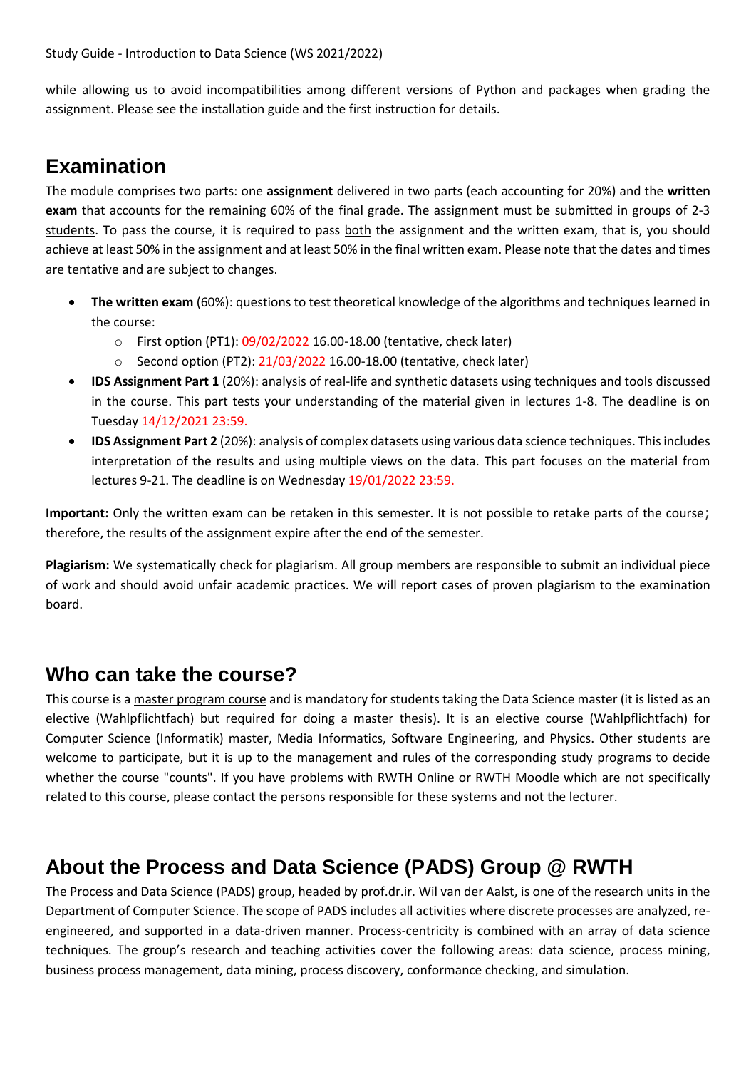while allowing us to avoid incompatibilities among different versions of Python and packages when grading the assignment. Please see the installation guide and the first instruction for details.

## Examination

The module comprises two parts: one **assignment** delivered in two parts (each accounting for 20%) and the **written exam** that accounts for the remaining 60% of the final grade. The assignment must be submitted in groups of 2-3 students. To pass the course, it is required to pass both the assignment and the written exam, that is, you should achieve at least 50% in the assignment and at least 50% in the final written exam. Please note that the dates and times are tentative and are subject to changes.

- **The written exam** (60%): questions to test theoretical knowledge of the algorithms and techniques learned in the course:
  - First option (PT1): 09/02/2022 16.00-18.00 (tentative, check later)
  - Second option (PT2): 21/03/2022 16.00-18.00 (tentative, check later)
- **IDS Assignment Part 1** (20%): analysis of real-life and synthetic datasets using techniques and tools discussed in the course. This part tests your understanding of the material given in lectures 1-8. The deadline is on Tuesday 14/12/2021 23:59.
- **IDS Assignment Part 2** (20%): analysis of complex datasets using various data science techniques. This includes interpretation of the results and using multiple views on the data. This part focuses on the material from lectures 9-21. The deadline is on Wednesday 19/01/2022 23:59.

**Important:** Only the written exam can be retaken in this semester. It is not possible to retake parts of the course; therefore, the results of the assignment expire after the end of the semester.

**Plagiarism:** We systematically check for plagiarism. All group members are responsible to submit an individual piece of work and should avoid unfair academic practices. We will report cases of proven plagiarism to the examination board.

## Who can take the course?

This course is a master program course and is mandatory for students taking the Data Science master (it is listed as an elective (Wahlpflichtfach) but required for doing a master thesis). It is an elective course (Wahlpflichtfach) for Computer Science (Informatik) master, Media Informatics, Software Engineering, and Physics. Other students are welcome to participate, but it is up to the management and rules of the corresponding study programs to decide whether the course "counts". If you have problems with RWTH Online or RWTH Moodle which are not specifically related to this course, please contact the persons responsible for these systems and not the lecturer.

## About the Process and Data Science (PADS) Group @ RWTH

The Process and Data Science (PADS) group, headed by prof.dr.ir. Wil van der Aalst, is one of the research units in the Department of Computer Science. The scope of PADS includes all activities where discrete processes are analyzed, re-engineered, and supported in a data-driven manner. Process-centricity is combined with an array of data science techniques. The group's research and teaching activities cover the following areas: data science, process mining, business process management, data mining, process discovery, conformance checking, and simulation.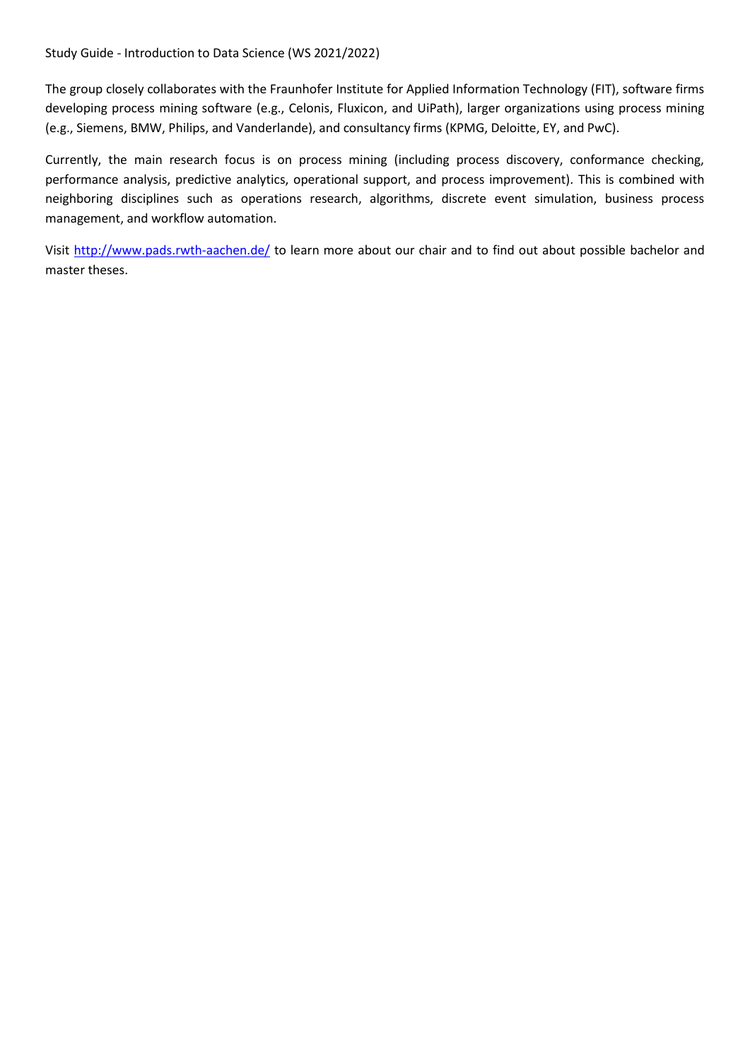The group closely collaborates with the Fraunhofer Institute for Applied Information Technology (FIT), software firms developing process mining software (e.g., Celonis, Fluxicon, and UiPath), larger organizations using process mining (e.g., Siemens, BMW, Philips, and Vanderlande), and consultancy firms (KPMG, Deloitte, EY, and PwC).

Currently, the main research focus is on process mining (including process discovery, conformance checking, performance analysis, predictive analytics, operational support, and process improvement). This is combined with neighboring disciplines such as operations research, algorithms, discrete event simulation, business process management, and workflow automation.

Visit [http://www.pads.rwth-aachen.de/](http://www.pads.rwth-aachen.de/) to learn more about our chair and to find out about possible bachelor and master theses.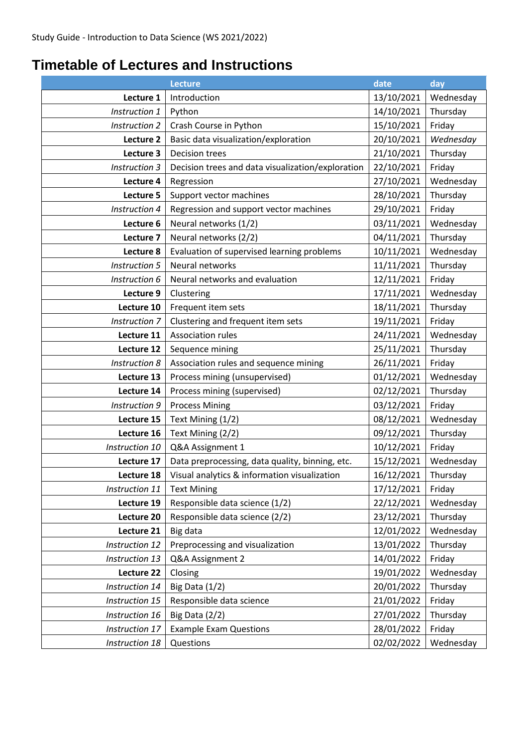Study Guide - Introduction to Data Science (WS 2021/2022)

# Timetable of Lectures and Instructions

| | Lecture | date | day |
|---|---|---|---|
| **Lecture 1** | Introduction | 13/10/2021 | Wednesday |
| *Instruction 1* | Python | 14/10/2021 | Thursday |
| *Instruction 2* | Crash Course in Python | 15/10/2021 | Friday |
| **Lecture 2** | Basic data visualization/exploration | 20/10/2021 | *Wednesday* |
| **Lecture 3** | Decision trees | 21/10/2021 | Thursday |
| *Instruction 3* | Decision trees and data visualization/exploration | 22/10/2021 | Friday |
| **Lecture 4** | Regression | 27/10/2021 | Wednesday |
| **Lecture 5** | Support vector machines | 28/10/2021 | Thursday |
| *Instruction 4* | Regression and support vector machines | 29/10/2021 | Friday |
| **Lecture 6** | Neural networks (1/2) | 03/11/2021 | Wednesday |
| **Lecture 7** | Neural networks (2/2) | 04/11/2021 | Thursday |
| **Lecture 8** | Evaluation of supervised learning problems | 10/11/2021 | Wednesday |
| *Instruction 5* | Neural networks | 11/11/2021 | Thursday |
| *Instruction 6* | Neural networks and evaluation | 12/11/2021 | Friday |
| **Lecture 9** | Clustering | 17/11/2021 | Wednesday |
| **Lecture 10** | Frequent item sets | 18/11/2021 | Thursday |
| *Instruction 7* | Clustering and frequent item sets | 19/11/2021 | Friday |
| **Lecture 11** | Association rules | 24/11/2021 | Wednesday |
| **Lecture 12** | Sequence mining | 25/11/2021 | Thursday |
| *Instruction 8* | Association rules and sequence mining | 26/11/2021 | Friday |
| **Lecture 13** | Process mining (unsupervised) | 01/12/2021 | Wednesday |
| **Lecture 14** | Process mining (supervised) | 02/12/2021 | Thursday |
| *Instruction 9* | Process Mining | 03/12/2021 | Friday |
| **Lecture 15** | Text Mining (1/2) | 08/12/2021 | Wednesday |
| **Lecture 16** | Text Mining (2/2) | 09/12/2021 | Thursday |
| *Instruction 10* | Q&A Assignment 1 | 10/12/2021 | Friday |
| **Lecture 17** | Data preprocessing, data quality, binning, etc. | 15/12/2021 | Wednesday |
| **Lecture 18** | Visual analytics & information visualization | 16/12/2021 | Thursday |
| *Instruction 11* | Text Mining | 17/12/2021 | Friday |
| **Lecture 19** | Responsible data science (1/2) | 22/12/2021 | Wednesday |
| **Lecture 20** | Responsible data science (2/2) | 23/12/2021 | Thursday |
| **Lecture 21** | Big data | 12/01/2022 | Wednesday |
| *Instruction 12* | Preprocessing and visualization | 13/01/2022 | Thursday |
| *Instruction 13* | Q&A Assignment 2 | 14/01/2022 | Friday |
| **Lecture 22** | Closing | 19/01/2022 | Wednesday |
| *Instruction 14* | Big Data (1/2) | 20/01/2022 | Thursday |
| *Instruction 15* | Responsible data science | 21/01/2022 | Friday |
| *Instruction 16* | Big Data (2/2) | 27/01/2022 | Thursday |
| *Instruction 17* | Example Exam Questions | 28/01/2022 | Friday |
| *Instruction 18* | Questions | 02/02/2022 | Wednesday |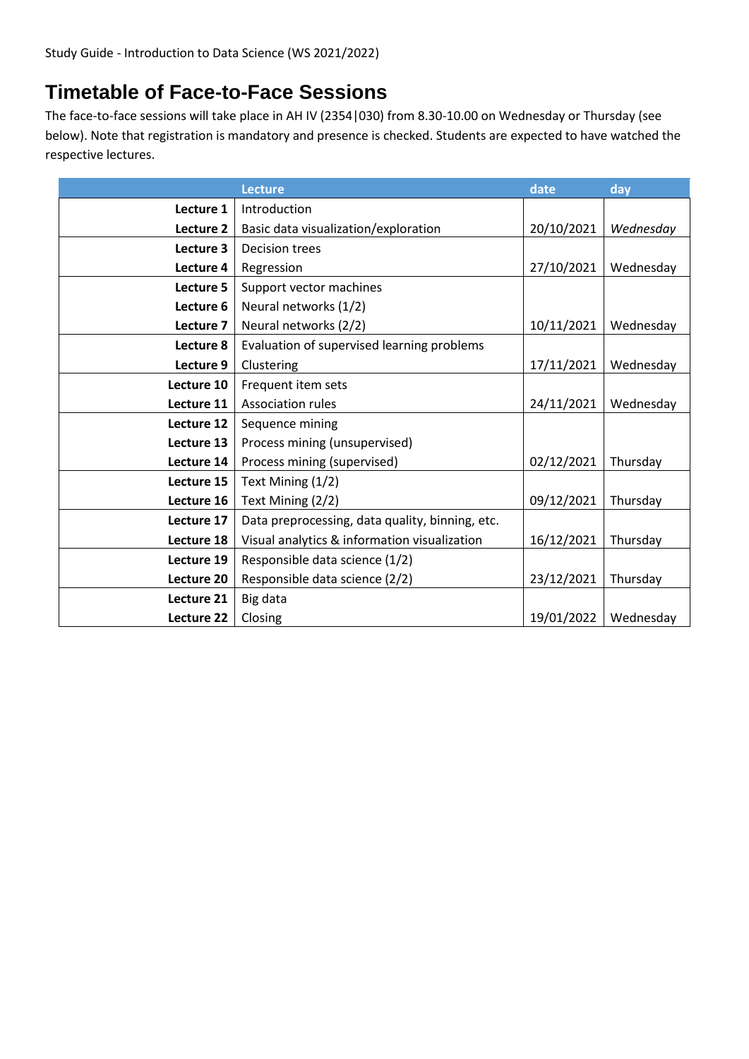Study Guide - Introduction to Data Science (WS 2021/2022)

## Timetable of Face-to-Face Sessions

The face-to-face sessions will take place in AH IV (2354|030) from 8.30-10.00 on Wednesday or Thursday (see below). Note that registration is mandatory and presence is checked. Students are expected to have watched the respective lectures.

| | Lecture | date | day |
|---|---|---|---|
| **Lecture 1** | Introduction | | |
| **Lecture 2** | Basic data visualization/exploration | 20/10/2021 | *Wednesday* |
| **Lecture 3** | Decision trees | | |
| **Lecture 4** | Regression | 27/10/2021 | Wednesday |
| **Lecture 5** | Support vector machines | | |
| **Lecture 6** | Neural networks (1/2) | | |
| **Lecture 7** | Neural networks (2/2) | 10/11/2021 | Wednesday |
| **Lecture 8** | Evaluation of supervised learning problems | | |
| **Lecture 9** | Clustering | 17/11/2021 | Wednesday |
| **Lecture 10** | Frequent item sets | | |
| **Lecture 11** | Association rules | 24/11/2021 | Wednesday |
| **Lecture 12** | Sequence mining | | |
| **Lecture 13** | Process mining (unsupervised) | | |
| **Lecture 14** | Process mining (supervised) | 02/12/2021 | Thursday |
| **Lecture 15** | Text Mining (1/2) | | |
| **Lecture 16** | Text Mining (2/2) | 09/12/2021 | Thursday |
| **Lecture 17** | Data preprocessing, data quality, binning, etc. | | |
| **Lecture 18** | Visual analytics & information visualization | 16/12/2021 | Thursday |
| **Lecture 19** | Responsible data science (1/2) | | |
| **Lecture 20** | Responsible data science (2/2) | 23/12/2021 | Thursday |
| **Lecture 21** | Big data | | |
| **Lecture 22** | Closing | 19/01/2022 | Wednesday |